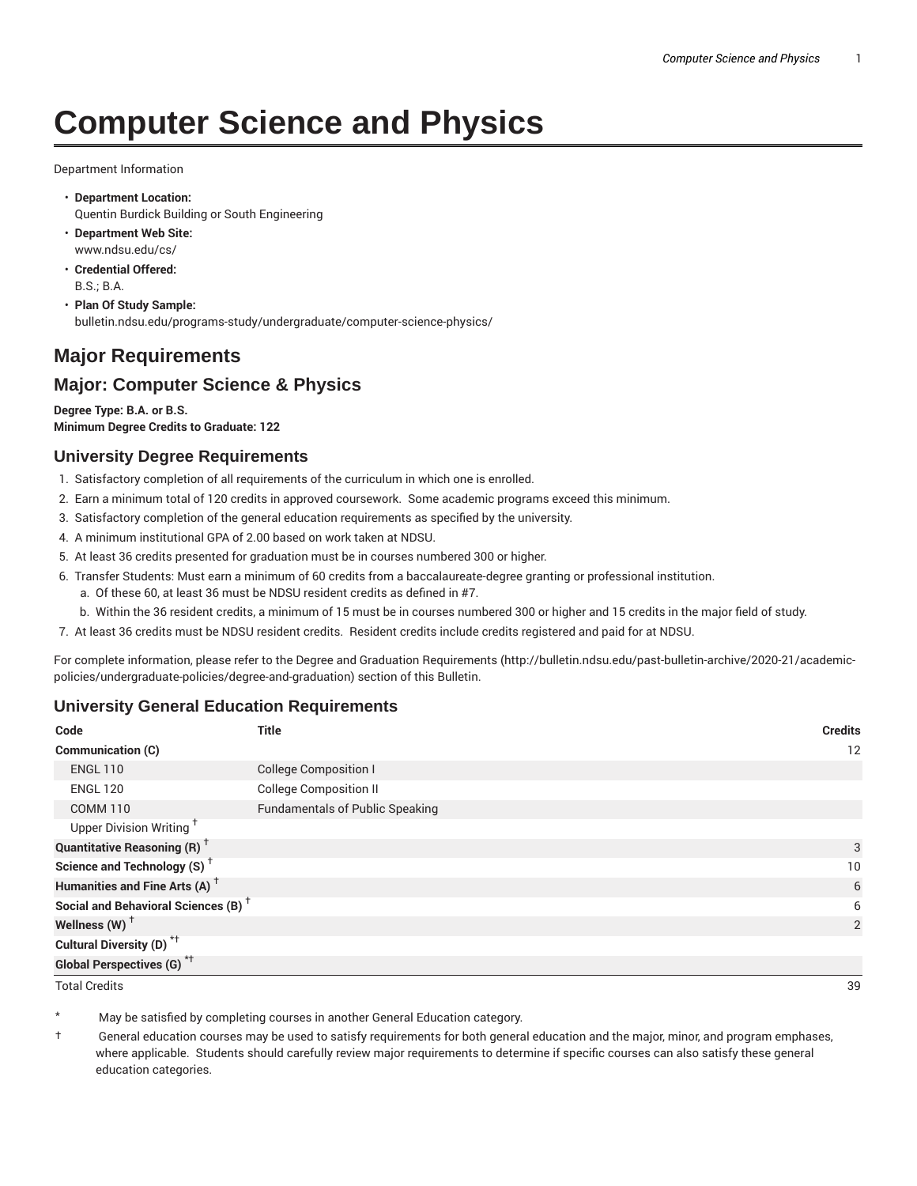# Computer Science and Physics

Department Information

- **Department Location:**
  Quentin Burdick Building or South Engineering
- **Department Web Site:**
  www.ndsu.edu/cs/
- **Credential Offered:**
  B.S.; B.A.
- **Plan Of Study Sample:**
  bulletin.ndsu.edu/programs-study/undergraduate/computer-science-physics/

## Major Requirements

## Major: Computer Science & Physics

**Degree Type: B.A. or B.S.**
**Minimum Degree Credits to Graduate: 122**

### University Degree Requirements

1. Satisfactory completion of all requirements of the curriculum in which one is enrolled.
2. Earn a minimum total of 120 credits in approved coursework. Some academic programs exceed this minimum.
3. Satisfactory completion of the general education requirements as specified by the university.
4. A minimum institutional GPA of 2.00 based on work taken at NDSU.
5. At least 36 credits presented for graduation must be in courses numbered 300 or higher.
6. Transfer Students: Must earn a minimum of 60 credits from a baccalaureate-degree granting or professional institution.
   a. Of these 60, at least 36 must be NDSU resident credits as defined in #7.
   b. Within the 36 resident credits, a minimum of 15 must be in courses numbered 300 or higher and 15 credits in the major field of study.
7. At least 36 credits must be NDSU resident credits. Resident credits include credits registered and paid for at NDSU.

For complete information, please refer to the Degree and Graduation Requirements (http://bulletin.ndsu.edu/past-bulletin-archive/2020-21/academic-policies/undergraduate-policies/degree-and-graduation) section of this Bulletin.

### University General Education Requirements

| Code | Title | Credits |
|---|---|---|
| **Communication (C)** | | 12 |
| ENGL 110 | College Composition I | |
| ENGL 120 | College Composition II | |
| COMM 110 | Fundamentals of Public Speaking | |
| Upper Division Writing † | | |
| **Quantitative Reasoning (R) †** | | 3 |
| **Science and Technology (S) †** | | 10 |
| **Humanities and Fine Arts (A) †** | | 6 |
| **Social and Behavioral Sciences (B) †** | | 6 |
| **Wellness (W) †** | | 2 |
| **Cultural Diversity (D) *†** | | |
| **Global Perspectives (G) *†** | | |
| Total Credits | | 39 |

\* May be satisfied by completing courses in another General Education category.

† General education courses may be used to satisfy requirements for both general education and the major, minor, and program emphases, where applicable. Students should carefully review major requirements to determine if specific courses can also satisfy these general education categories.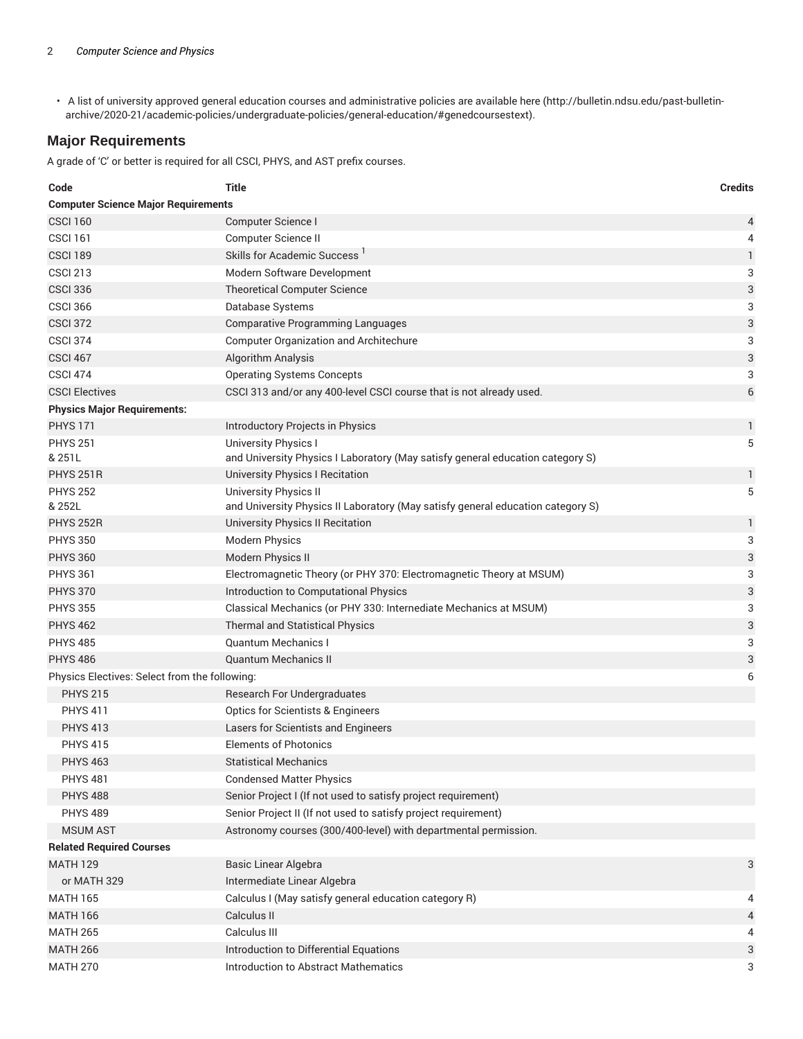- A list of university approved general education courses and administrative policies are available here (http://bulletin.ndsu.edu/past-bulletin-archive/2020-21/academic-policies/undergraduate-policies/general-education/#genedcoursestext).

## Major Requirements

A grade of 'C' or better is required for all CSCI, PHYS, and AST prefix courses.

| Code | Title | Credits |
|---|---|---|
| **Computer Science Major Requirements** | | |
| CSCI 160 | Computer Science I | 4 |
| CSCI 161 | Computer Science II | 4 |
| CSCI 189 | Skills for Academic Success [1] | 1 |
| CSCI 213 | Modern Software Development | 3 |
| CSCI 336 | Theoretical Computer Science | 3 |
| CSCI 366 | Database Systems | 3 |
| CSCI 372 | Comparative Programming Languages | 3 |
| CSCI 374 | Computer Organization and Architechure | 3 |
| CSCI 467 | Algorithm Analysis | 3 |
| CSCI 474 | Operating Systems Concepts | 3 |
| CSCI Electives | CSCI 313 and/or any 400-level CSCI course that is not already used. | 6 |
| **Physics Major Requirements:** | | |
| PHYS 171 | Introductory Projects in Physics | 1 |
| PHYS 251 & 251L | University Physics I and University Physics I Laboratory (May satisfy general education category S) | 5 |
| PHYS 251R | University Physics I Recitation | 1 |
| PHYS 252 & 252L | University Physics II and University Physics II Laboratory (May satisfy general education category S) | 5 |
| PHYS 252R | University Physics II Recitation | 1 |
| PHYS 350 | Modern Physics | 3 |
| PHYS 360 | Modern Physics II | 3 |
| PHYS 361 | Electromagnetic Theory (or PHY 370: Electromagnetic Theory at MSUM) | 3 |
| PHYS 370 | Introduction to Computational Physics | 3 |
| PHYS 355 | Classical Mechanics (or PHY 330: Internediate Mechanics at MSUM) | 3 |
| PHYS 462 | Thermal and Statistical Physics | 3 |
| PHYS 485 | Quantum Mechanics I | 3 |
| PHYS 486 | Quantum Mechanics II | 3 |
| Physics Electives: Select from the following: | | 6 |
| PHYS 215 | Research For Undergraduates | |
| PHYS 411 | Optics for Scientists & Engineers | |
| PHYS 413 | Lasers for Scientists and Engineers | |
| PHYS 415 | Elements of Photonics | |
| PHYS 463 | Statistical Mechanics | |
| PHYS 481 | Condensed Matter Physics | |
| PHYS 488 | Senior Project I (If not used to satisfy project requirement) | |
| PHYS 489 | Senior Project II (If not used to satisfy project requirement) | |
| MSUM AST | Astronomy courses (300/400-level) with departmental permission. | |
| **Related Required Courses** | | |
| MATH 129 | Basic Linear Algebra | 3 |
| or MATH 329 | Intermediate Linear Algebra | |
| MATH 165 | Calculus I (May satisfy general education category R) | 4 |
| MATH 166 | Calculus II | 4 |
| MATH 265 | Calculus III | 4 |
| MATH 266 | Introduction to Differential Equations | 3 |
| MATH 270 | Introduction to Abstract Mathematics | 3 |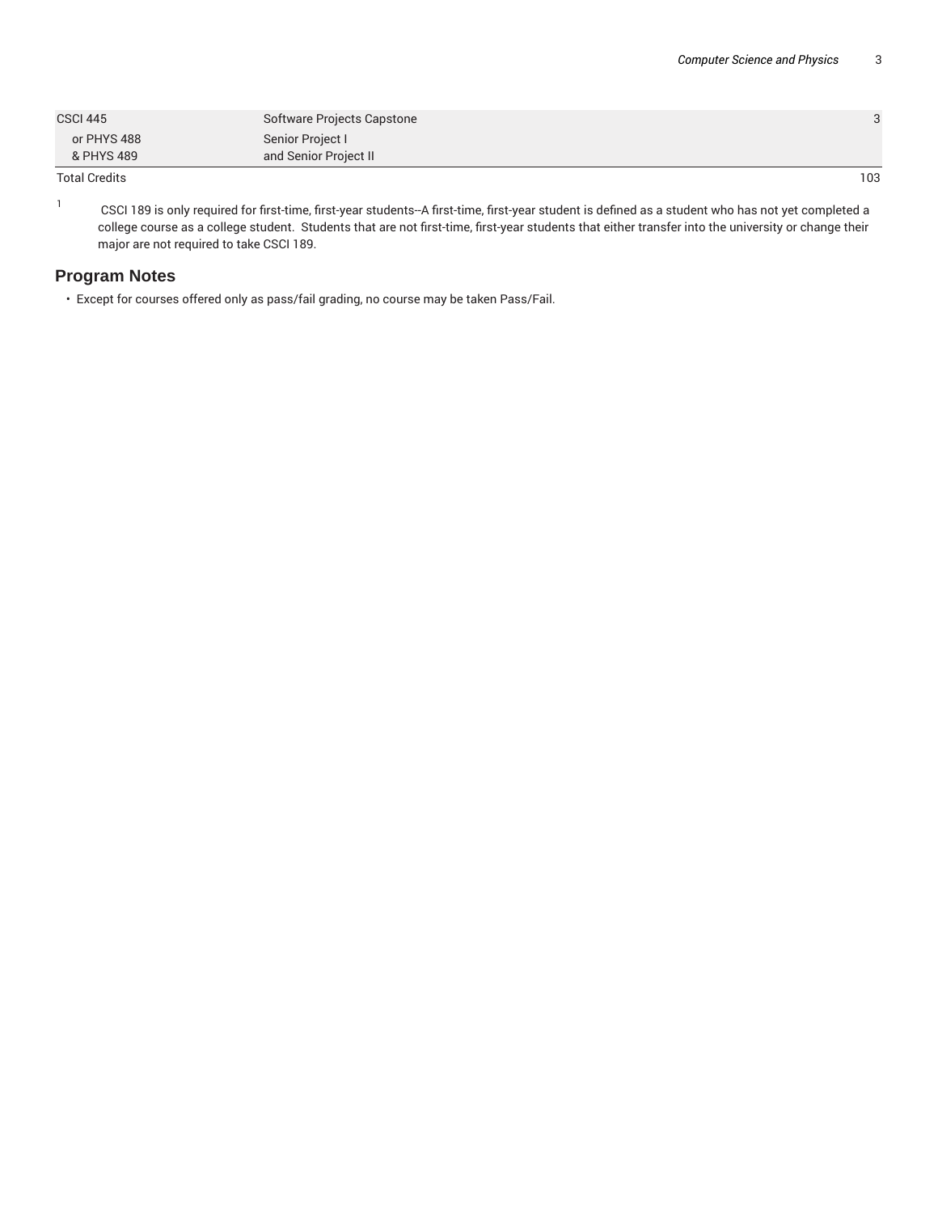| | | |
|---|---|---|
| CSCI 445 | Software Projects Capstone | 3 |
| or PHYS 488 & PHYS 489 | Senior Project I and Senior Project II | |
| Total Credits | | 103 |

[1] CSCI 189 is only required for first-time, first-year students--A first-time, first-year student is defined as a student who has not yet completed a college course as a college student. Students that are not first-time, first-year students that either transfer into the university or change their major are not required to take CSCI 189.

## Program Notes

- Except for courses offered only as pass/fail grading, no course may be taken Pass/Fail.